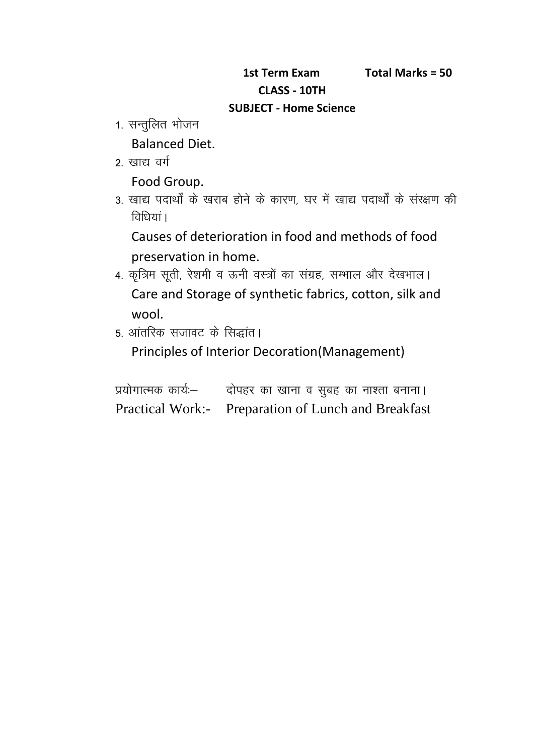**1st Term Exam** **Total Marks = 50**

**CLASS - 10TH**

**SUBJECT - Home Science**

1. सन्तुलित भोजन

   Balanced Diet.

2. खाद्य वर्ग

   Food Group.

3. खाद्य पदार्थों के खराब होने के कारण, घर में खाद्य पदार्थों के संरक्षण की विधियां।

   Causes of deterioration in food and methods of food preservation in home.

4. कृत्रिम सूती, रेशमी व ऊनी वस्त्रों का संग्रह, सम्भाल और देखभाल।

   Care and Storage of synthetic fabrics, cotton, silk and wool.

5. आंतरिक सजावट के सिद्धांत।

   Principles of Interior Decoration(Management)

प्रयोगात्मक कार्यः– दोपहर का खाना व सुबह का नाश्ता बनाना।

Practical Work:- Preparation of Lunch and Breakfast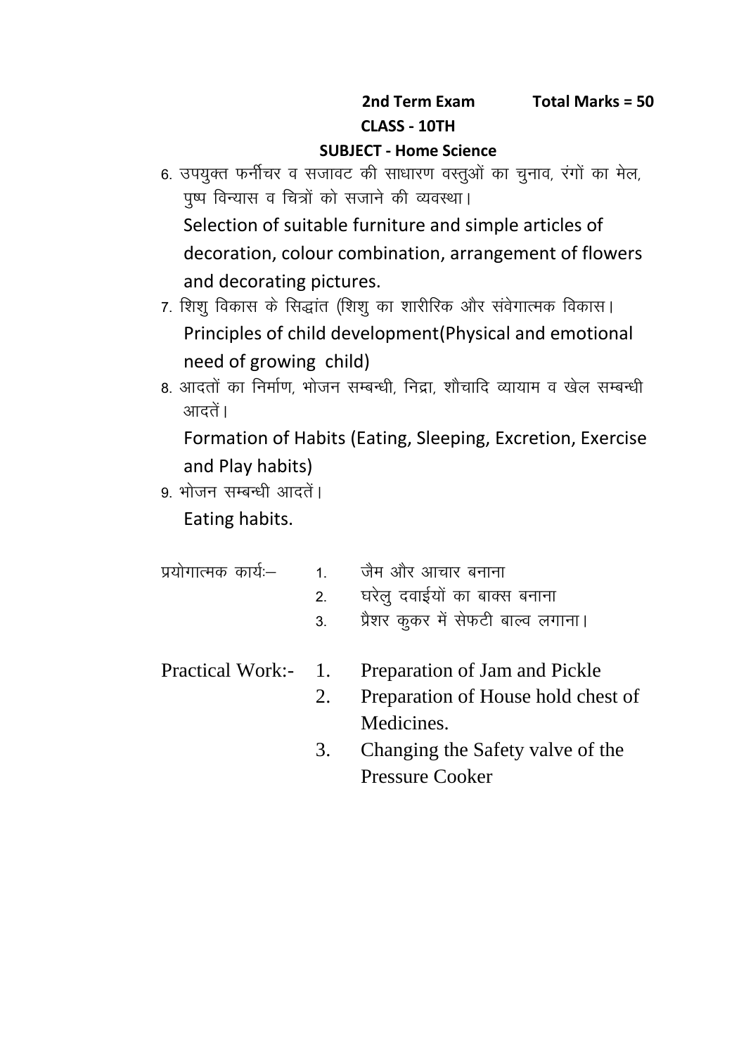**2nd Term Exam** **Total Marks = 50**

**CLASS - 10TH**

**SUBJECT - Home Science**

6. उपयुक्त फर्नीचर व सजावट की साधारण वस्तुओं का चुनाव, रंगों का मेल, पुष्प विन्यास व चित्रों को सजाने की व्यवस्था।

   Selection of suitable furniture and simple articles of decoration, colour combination, arrangement of flowers and decorating pictures.

7. शिशु विकास के सिद्धांत (शिशु का शारीरिक और संवेगात्मक विकास।

   Principles of child development(Physical and emotional need of growing child)

8. आदतों का निर्माण, भोजन सम्बन्धी, निद्रा, शौचादि व्यायाम व खेल सम्बन्धी आदतें।

   Formation of Habits (Eating, Sleeping, Excretion, Exercise and Play habits)

9. भोजन सम्बन्धी आदतें।

   Eating habits.

प्रयोगात्मक कार्यः–
1. जैम और आचार बनाना
2. घरेलु दवाईयों का बाक्स बनाना
3. प्रैशर कुकर में सेफटी बाल्व लगाना।

Practical Work:-
1. Preparation of Jam and Pickle
2. Preparation of House hold chest of Medicines.
3. Changing the Safety valve of the Pressure Cooker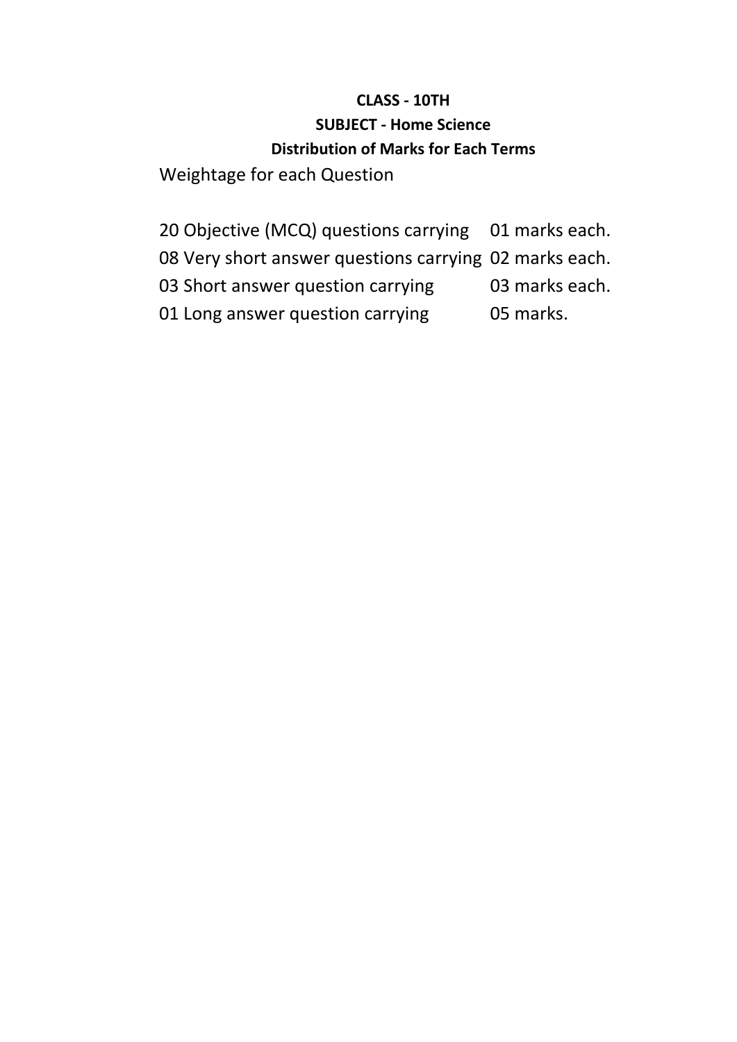**CLASS - 10TH**

**SUBJECT - Home Science**

**Distribution of Marks for Each Terms**

Weightage for each Question

| | |
|---|---|
| 20 Objective (MCQ) questions carrying | 01 marks each. |
| 08 Very short answer questions carrying | 02 marks each. |
| 03 Short answer question carrying | 03 marks each. |
| 01 Long answer question carrying | 05 marks. |